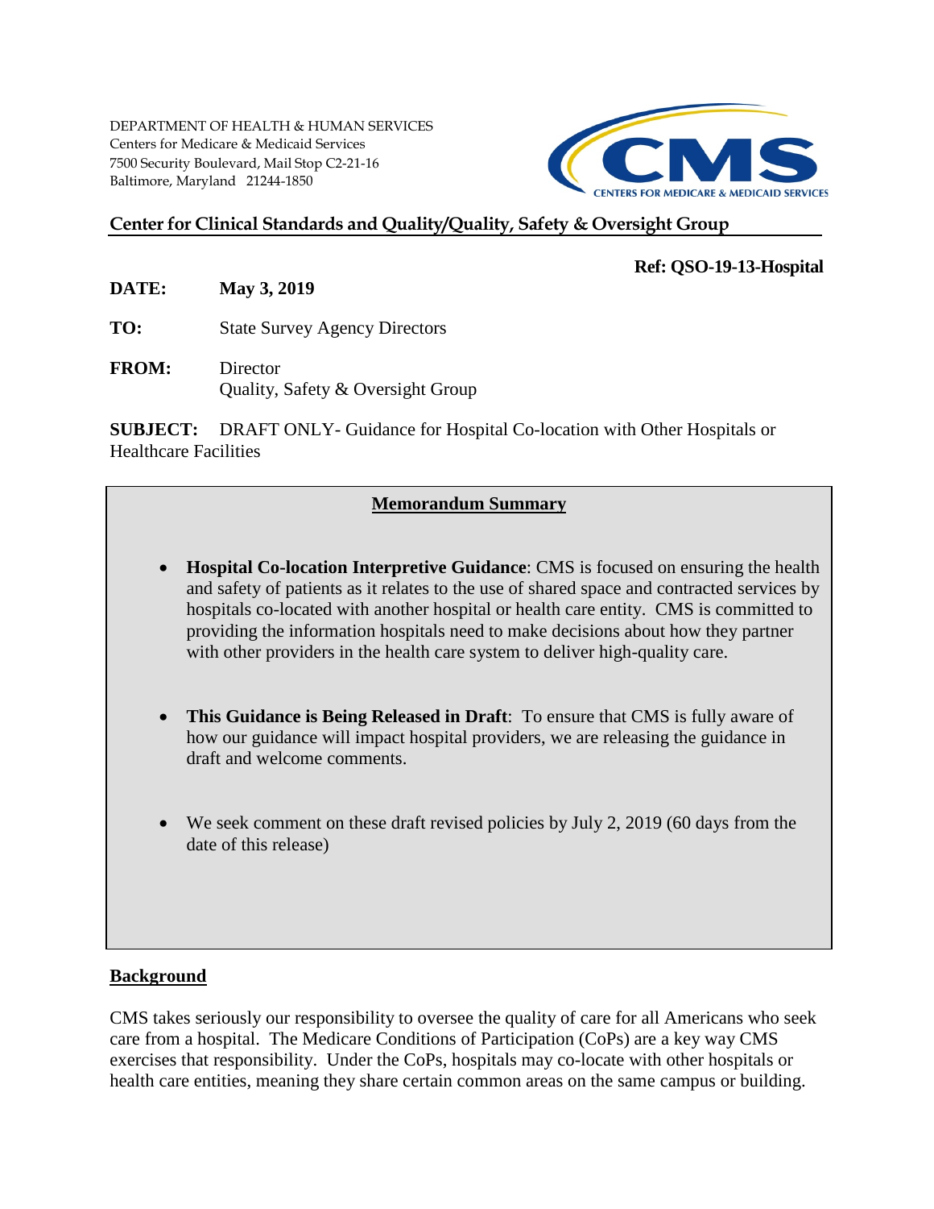DEPARTMENT OF HEALTH & HUMAN SERVICES
Centers for Medicare & Medicaid Services
7500 Security Boulevard, Mail Stop C2-21-16
Baltimore, Maryland 21244-1850

CMS
CENTERS FOR MEDICARE & MEDICAID SERVICES

**Center for Clinical Standards and Quality/Quality, Safety & Oversight Group**

**Ref: QSO-19-13-Hospital**

**DATE:** **May 3, 2019**

**TO:** State Survey Agency Directors

**FROM:** Director
Quality, Safety & Oversight Group

**SUBJECT:** DRAFT ONLY- Guidance for Hospital Co-location with Other Hospitals or Healthcare Facilities

## Memorandum Summary

- **Hospital Co-location Interpretive Guidance**: CMS is focused on ensuring the health and safety of patients as it relates to the use of shared space and contracted services by hospitals co-located with another hospital or health care entity. CMS is committed to providing the information hospitals need to make decisions about how they partner with other providers in the health care system to deliver high-quality care.

- **This Guidance is Being Released in Draft**: To ensure that CMS is fully aware of how our guidance will impact hospital providers, we are releasing the guidance in draft and welcome comments.

- We seek comment on these draft revised policies by July 2, 2019 (60 days from the date of this release)

## Background

CMS takes seriously our responsibility to oversee the quality of care for all Americans who seek care from a hospital. The Medicare Conditions of Participation (CoPs) are a key way CMS exercises that responsibility. Under the CoPs, hospitals may co-locate with other hospitals or health care entities, meaning they share certain common areas on the same campus or building.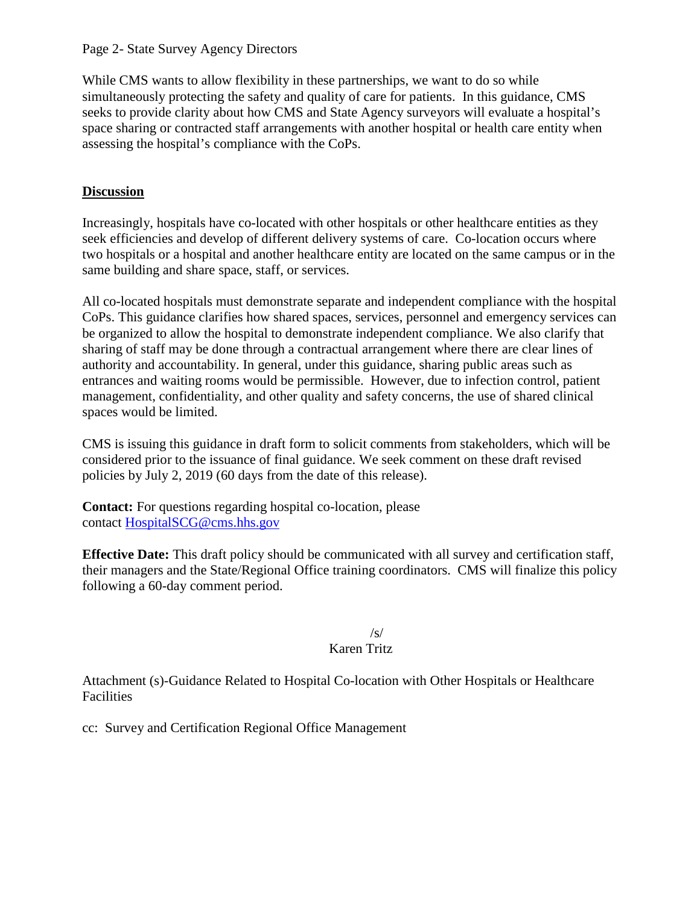While CMS wants to allow flexibility in these partnerships, we want to do so while simultaneously protecting the safety and quality of care for patients. In this guidance, CMS seeks to provide clarity about how CMS and State Agency surveyors will evaluate a hospital's space sharing or contracted staff arrangements with another hospital or health care entity when assessing the hospital's compliance with the CoPs.

## Discussion

Increasingly, hospitals have co-located with other hospitals or other healthcare entities as they seek efficiencies and develop of different delivery systems of care. Co-location occurs where two hospitals or a hospital and another healthcare entity are located on the same campus or in the same building and share space, staff, or services.

All co-located hospitals must demonstrate separate and independent compliance with the hospital CoPs. This guidance clarifies how shared spaces, services, personnel and emergency services can be organized to allow the hospital to demonstrate independent compliance. We also clarify that sharing of staff may be done through a contractual arrangement where there are clear lines of authority and accountability. In general, under this guidance, sharing public areas such as entrances and waiting rooms would be permissible. However, due to infection control, patient management, confidentiality, and other quality and safety concerns, the use of shared clinical spaces would be limited.

CMS is issuing this guidance in draft form to solicit comments from stakeholders, which will be considered prior to the issuance of final guidance. We seek comment on these draft revised policies by July 2, 2019 (60 days from the date of this release).

**Contact:** For questions regarding hospital co-location, please contact HospitalSCG@cms.hhs.gov

**Effective Date:** This draft policy should be communicated with all survey and certification staff, their managers and the State/Regional Office training coordinators. CMS will finalize this policy following a 60-day comment period.

/s/
Karen Tritz

Attachment (s)-Guidance Related to Hospital Co-location with Other Hospitals or Healthcare Facilities

cc: Survey and Certification Regional Office Management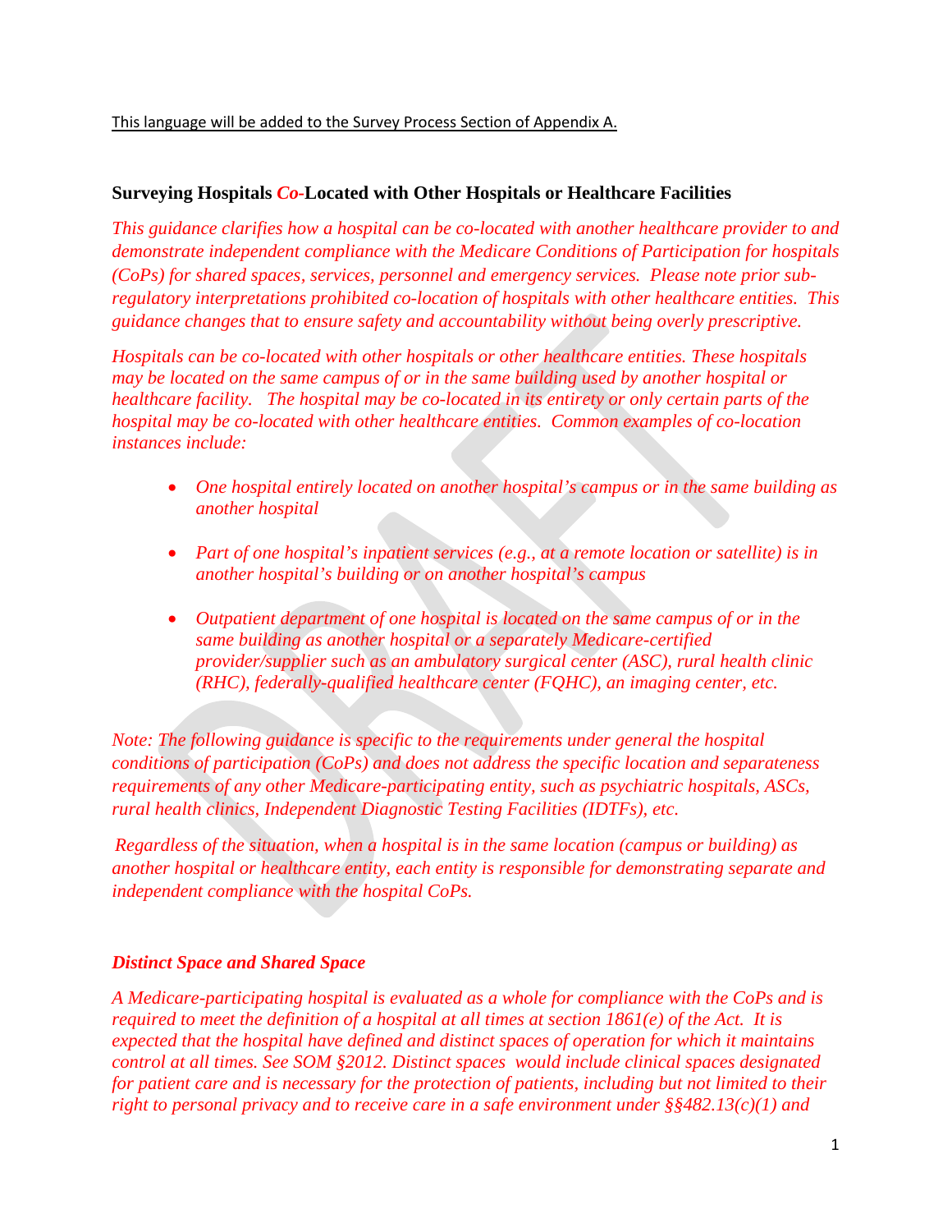<u>This language will be added to the Survey Process Section of Appendix A.</u>

### Surveying Hospitals *Co-*Located with Other Hospitals or Healthcare Facilities

*This guidance clarifies how a hospital can be co-located with another healthcare provider to and demonstrate independent compliance with the Medicare Conditions of Participation for hospitals (CoPs) for shared spaces, services, personnel and emergency services. Please note prior sub-regulatory interpretations prohibited co-location of hospitals with other healthcare entities. This guidance changes that to ensure safety and accountability without being overly prescriptive.*

*Hospitals can be co-located with other hospitals or other healthcare entities. These hospitals may be located on the same campus of or in the same building used by another hospital or healthcare facility. The hospital may be co-located in its entirety or only certain parts of the hospital may be co-located with other healthcare entities. Common examples of co-location instances include:*

- *One hospital entirely located on another hospital's campus or in the same building as another hospital*
- *Part of one hospital's inpatient services (e.g., at a remote location or satellite) is in another hospital's building or on another hospital's campus*
- *Outpatient department of one hospital is located on the same campus of or in the same building as another hospital or a separately Medicare-certified provider/supplier such as an ambulatory surgical center (ASC), rural health clinic (RHC), federally-qualified healthcare center (FQHC), an imaging center, etc.*

*Note: The following guidance is specific to the requirements under general the hospital conditions of participation (CoPs) and does not address the specific location and separateness requirements of any other Medicare-participating entity, such as psychiatric hospitals, ASCs, rural health clinics, Independent Diagnostic Testing Facilities (IDTFs), etc.*

*Regardless of the situation, when a hospital is in the same location (campus or building) as another hospital or healthcare entity, each entity is responsible for demonstrating separate and independent compliance with the hospital CoPs.*

#### *Distinct Space and Shared Space*

*A Medicare-participating hospital is evaluated as a whole for compliance with the CoPs and is required to meet the definition of a hospital at all times at section 1861(e) of the Act. It is expected that the hospital have defined and distinct spaces of operation for which it maintains control at all times. See SOM §2012. Distinct spaces would include clinical spaces designated for patient care and is necessary for the protection of patients, including but not limited to their right to personal privacy and to receive care in a safe environment under §§482.13(c)(1) and*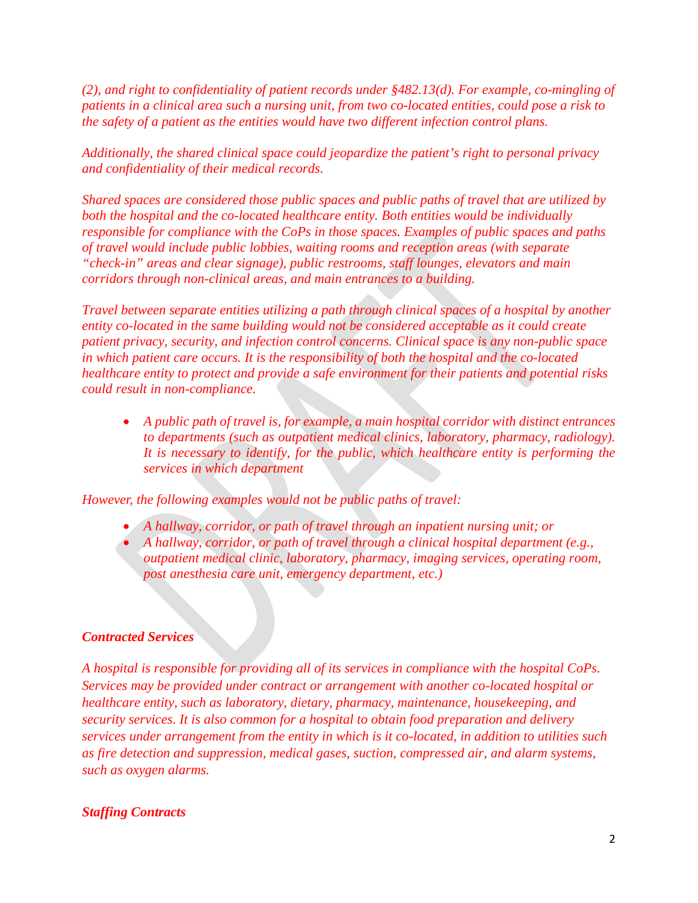*(2), and right to confidentiality of patient records under §482.13(d). For example, co-mingling of patients in a clinical area such a nursing unit, from two co-located entities, could pose a risk to the safety of a patient as the entities would have two different infection control plans.*

*Additionally, the shared clinical space could jeopardize the patient's right to personal privacy and confidentiality of their medical records.*

*Shared spaces are considered those public spaces and public paths of travel that are utilized by both the hospital and the co-located healthcare entity. Both entities would be individually responsible for compliance with the CoPs in those spaces. Examples of public spaces and paths of travel would include public lobbies, waiting rooms and reception areas (with separate "check-in" areas and clear signage), public restrooms, staff lounges, elevators and main corridors through non-clinical areas, and main entrances to a building.*

*Travel between separate entities utilizing a path through clinical spaces of a hospital by another entity co-located in the same building would not be considered acceptable as it could create patient privacy, security, and infection control concerns. Clinical space is any non-public space in which patient care occurs. It is the responsibility of both the hospital and the co-located healthcare entity to protect and provide a safe environment for their patients and potential risks could result in non-compliance.*

- *A public path of travel is, for example, a main hospital corridor with distinct entrances to departments (such as outpatient medical clinics, laboratory, pharmacy, radiology). It is necessary to identify, for the public, which healthcare entity is performing the services in which department*

*However, the following examples would not be public paths of travel:*

- *A hallway, corridor, or path of travel through an inpatient nursing unit; or*
- *A hallway, corridor, or path of travel through a clinical hospital department (e.g., outpatient medical clinic, laboratory, pharmacy, imaging services, operating room, post anesthesia care unit, emergency department, etc.)*

***Contracted Services***

*A hospital is responsible for providing all of its services in compliance with the hospital CoPs. Services may be provided under contract or arrangement with another co-located hospital or healthcare entity, such as laboratory, dietary, pharmacy, maintenance, housekeeping, and security services. It is also common for a hospital to obtain food preparation and delivery services under arrangement from the entity in which is it co-located, in addition to utilities such as fire detection and suppression, medical gases, suction, compressed air, and alarm systems, such as oxygen alarms.*

***Staffing Contracts***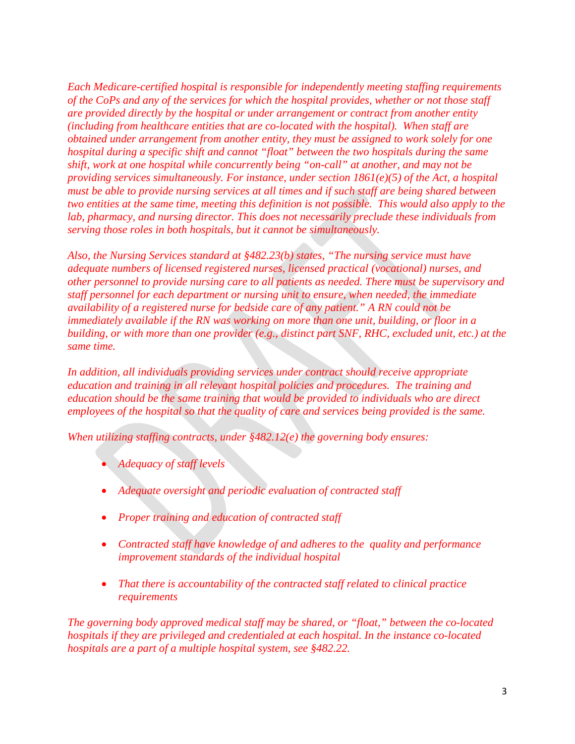*Each Medicare-certified hospital is responsible for independently meeting staffing requirements of the CoPs and any of the services for which the hospital provides, whether or not those staff are provided directly by the hospital or under arrangement or contract from another entity (including from healthcare entities that are co-located with the hospital). When staff are obtained under arrangement from another entity, they must be assigned to work solely for one hospital during a specific shift and cannot "float" between the two hospitals during the same shift, work at one hospital while concurrently being "on-call" at another, and may not be providing services simultaneously. For instance, under section 1861(e)(5) of the Act, a hospital must be able to provide nursing services at all times and if such staff are being shared between two entities at the same time, meeting this definition is not possible. This would also apply to the lab, pharmacy, and nursing director. This does not necessarily preclude these individuals from serving those roles in both hospitals, but it cannot be simultaneously.*

*Also, the Nursing Services standard at §482.23(b) states, "The nursing service must have adequate numbers of licensed registered nurses, licensed practical (vocational) nurses, and other personnel to provide nursing care to all patients as needed. There must be supervisory and staff personnel for each department or nursing unit to ensure, when needed, the immediate availability of a registered nurse for bedside care of any patient." A RN could not be immediately available if the RN was working on more than one unit, building, or floor in a building, or with more than one provider (e.g., distinct part SNF, RHC, excluded unit, etc.) at the same time.*

*In addition, all individuals providing services under contract should receive appropriate education and training in all relevant hospital policies and procedures. The training and education should be the same training that would be provided to individuals who are direct employees of the hospital so that the quality of care and services being provided is the same.*

*When utilizing staffing contracts, under §482.12(e) the governing body ensures:*

- *Adequacy of staff levels*
- *Adequate oversight and periodic evaluation of contracted staff*
- *Proper training and education of contracted staff*
- *Contracted staff have knowledge of and adheres to the quality and performance improvement standards of the individual hospital*
- *That there is accountability of the contracted staff related to clinical practice requirements*

*The governing body approved medical staff may be shared, or "float," between the co-located hospitals if they are privileged and credentialed at each hospital. In the instance co-located hospitals are a part of a multiple hospital system, see §482.22.*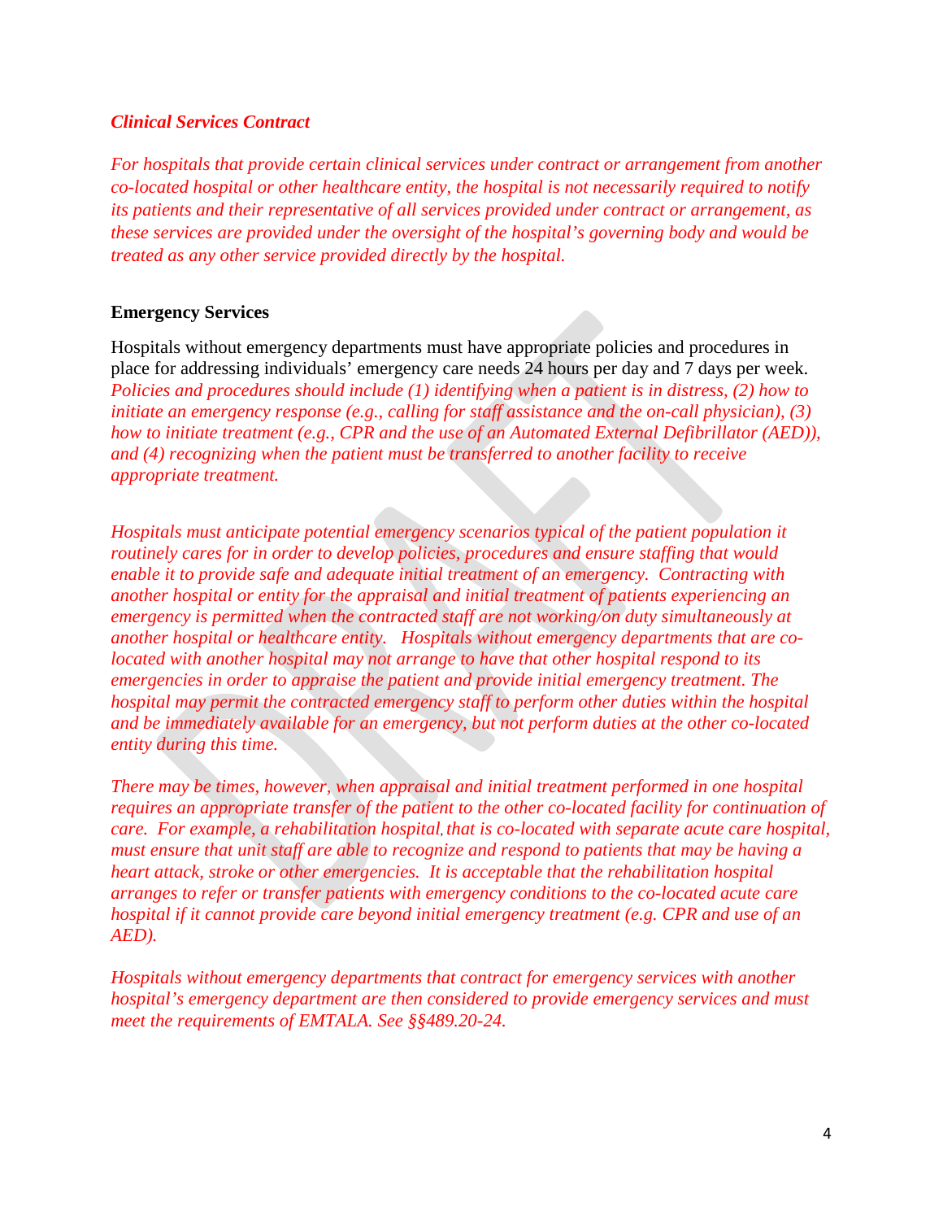***Clinical Services Contract***

*For hospitals that provide certain clinical services under contract or arrangement from another co-located hospital or other healthcare entity, the hospital is not necessarily required to notify its patients and their representative of all services provided under contract or arrangement, as these services are provided under the oversight of the hospital's governing body and would be treated as any other service provided directly by the hospital.*

**Emergency Services**

Hospitals without emergency departments must have appropriate policies and procedures in place for addressing individuals' emergency care needs 24 hours per day and 7 days per week. *Policies and procedures should include (1) identifying when a patient is in distress, (2) how to initiate an emergency response (e.g., calling for staff assistance and the on-call physician), (3) how to initiate treatment (e.g., CPR and the use of an Automated External Defibrillator (AED)), and (4) recognizing when the patient must be transferred to another facility to receive appropriate treatment.*

*Hospitals must anticipate potential emergency scenarios typical of the patient population it routinely cares for in order to develop policies, procedures and ensure staffing that would enable it to provide safe and adequate initial treatment of an emergency. Contracting with another hospital or entity for the appraisal and initial treatment of patients experiencing an emergency is permitted when the contracted staff are not working/on duty simultaneously at another hospital or healthcare entity. Hospitals without emergency departments that are co-located with another hospital may not arrange to have that other hospital respond to its emergencies in order to appraise the patient and provide initial emergency treatment. The hospital may permit the contracted emergency staff to perform other duties within the hospital and be immediately available for an emergency, but not perform duties at the other co-located entity during this time.*

*There may be times, however, when appraisal and initial treatment performed in one hospital requires an appropriate transfer of the patient to the other co-located facility for continuation of care. For example, a rehabilitation hospital, that is co-located with separate acute care hospital, must ensure that unit staff are able to recognize and respond to patients that may be having a heart attack, stroke or other emergencies. It is acceptable that the rehabilitation hospital arranges to refer or transfer patients with emergency conditions to the co-located acute care hospital if it cannot provide care beyond initial emergency treatment (e.g. CPR and use of an AED).*

*Hospitals without emergency departments that contract for emergency services with another hospital's emergency department are then considered to provide emergency services and must meet the requirements of EMTALA. See §§489.20-24.*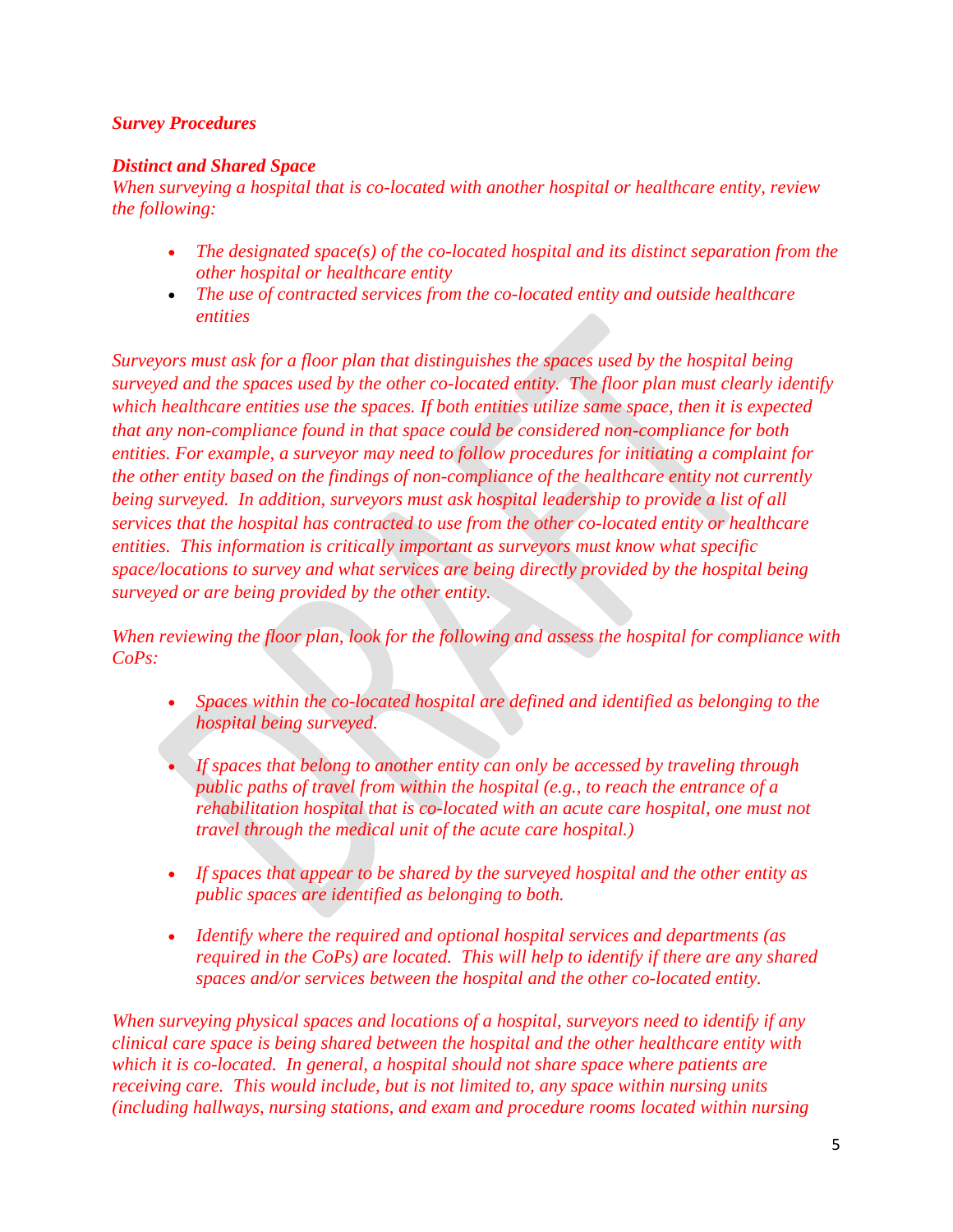***Survey Procedures***

***Distinct and Shared Space***

*When surveying a hospital that is co-located with another hospital or healthcare entity, review the following:*

- *The designated space(s) of the co-located hospital and its distinct separation from the other hospital or healthcare entity*
- *The use of contracted services from the co-located entity and outside healthcare entities*

*Surveyors must ask for a floor plan that distinguishes the spaces used by the hospital being surveyed and the spaces used by the other co-located entity. The floor plan must clearly identify which healthcare entities use the spaces. If both entities utilize same space, then it is expected that any non-compliance found in that space could be considered non-compliance for both entities. For example, a surveyor may need to follow procedures for initiating a complaint for the other entity based on the findings of non-compliance of the healthcare entity not currently being surveyed. In addition, surveyors must ask hospital leadership to provide a list of all services that the hospital has contracted to use from the other co-located entity or healthcare entities. This information is critically important as surveyors must know what specific space/locations to survey and what services are being directly provided by the hospital being surveyed or are being provided by the other entity.*

*When reviewing the floor plan, look for the following and assess the hospital for compliance with CoPs:*

- *Spaces within the co-located hospital are defined and identified as belonging to the hospital being surveyed.*
- *If spaces that belong to another entity can only be accessed by traveling through public paths of travel from within the hospital (e.g., to reach the entrance of a rehabilitation hospital that is co-located with an acute care hospital, one must not travel through the medical unit of the acute care hospital.)*
- *If spaces that appear to be shared by the surveyed hospital and the other entity as public spaces are identified as belonging to both.*
- *Identify where the required and optional hospital services and departments (as required in the CoPs) are located. This will help to identify if there are any shared spaces and/or services between the hospital and the other co-located entity.*

*When surveying physical spaces and locations of a hospital, surveyors need to identify if any clinical care space is being shared between the hospital and the other healthcare entity with which it is co-located. In general, a hospital should not share space where patients are receiving care. This would include, but is not limited to, any space within nursing units (including hallways, nursing stations, and exam and procedure rooms located within nursing*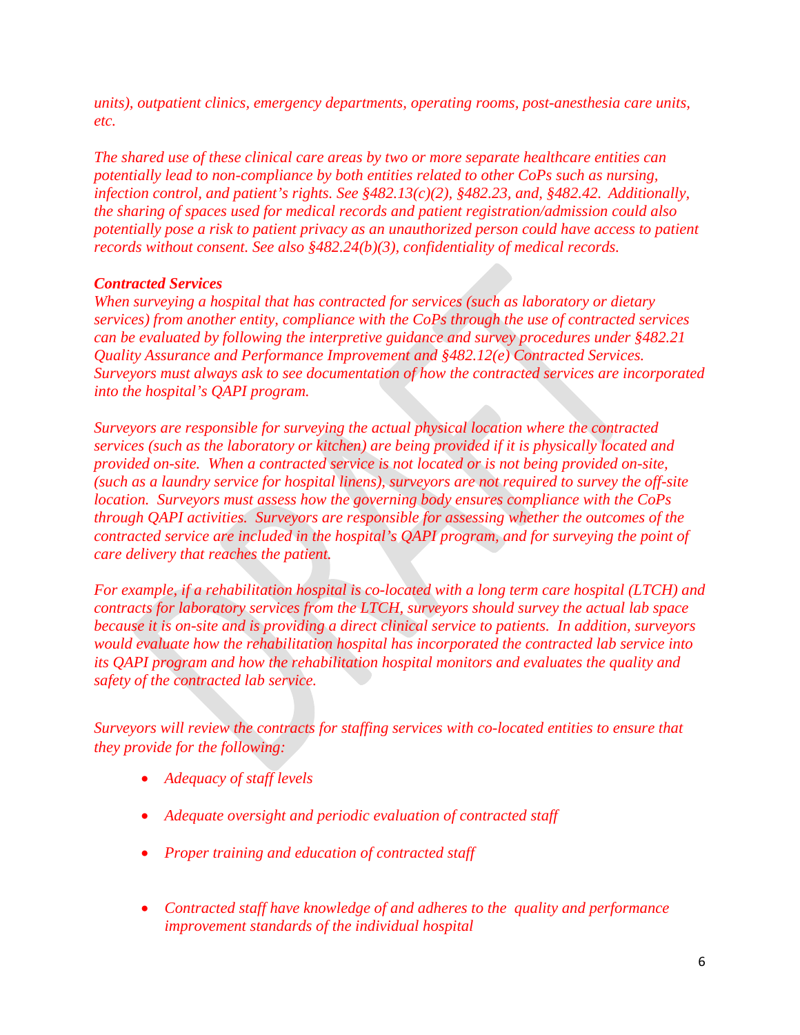*units), outpatient clinics, emergency departments, operating rooms, post-anesthesia care units, etc.*

*The shared use of these clinical care areas by two or more separate healthcare entities can potentially lead to non-compliance by both entities related to other CoPs such as nursing, infection control, and patient's rights. See §482.13(c)(2), §482.23, and, §482.42. Additionally, the sharing of spaces used for medical records and patient registration/admission could also potentially pose a risk to patient privacy as an unauthorized person could have access to patient records without consent. See also §482.24(b)(3), confidentiality of medical records.*

***Contracted Services***

*When surveying a hospital that has contracted for services (such as laboratory or dietary services) from another entity, compliance with the CoPs through the use of contracted services can be evaluated by following the interpretive guidance and survey procedures under §482.21 Quality Assurance and Performance Improvement and §482.12(e) Contracted Services. Surveyors must always ask to see documentation of how the contracted services are incorporated into the hospital's QAPI program.*

*Surveyors are responsible for surveying the actual physical location where the contracted services (such as the laboratory or kitchen) are being provided if it is physically located and provided on-site. When a contracted service is not located or is not being provided on-site, (such as a laundry service for hospital linens), surveyors are not required to survey the off-site location. Surveyors must assess how the governing body ensures compliance with the CoPs through QAPI activities. Surveyors are responsible for assessing whether the outcomes of the contracted service are included in the hospital's QAPI program, and for surveying the point of care delivery that reaches the patient.*

*For example, if a rehabilitation hospital is co-located with a long term care hospital (LTCH) and contracts for laboratory services from the LTCH, surveyors should survey the actual lab space because it is on-site and is providing a direct clinical service to patients. In addition, surveyors would evaluate how the rehabilitation hospital has incorporated the contracted lab service into its QAPI program and how the rehabilitation hospital monitors and evaluates the quality and safety of the contracted lab service.*

*Surveyors will review the contracts for staffing services with co-located entities to ensure that they provide for the following:*

- *Adequacy of staff levels*
- *Adequate oversight and periodic evaluation of contracted staff*
- *Proper training and education of contracted staff*
- *Contracted staff have knowledge of and adheres to the quality and performance improvement standards of the individual hospital*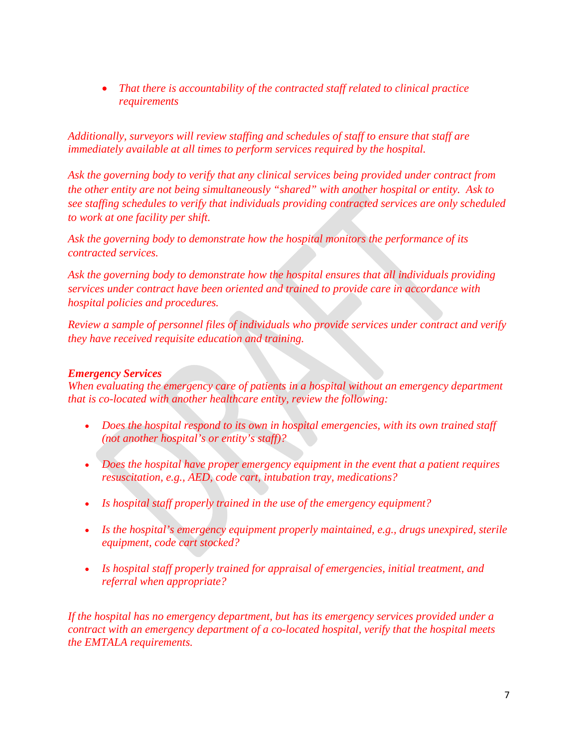- *That there is accountability of the contracted staff related to clinical practice requirements*

*Additionally, surveyors will review staffing and schedules of staff to ensure that staff are immediately available at all times to perform services required by the hospital.*

*Ask the governing body to verify that any clinical services being provided under contract from the other entity are not being simultaneously "shared" with another hospital or entity. Ask to see staffing schedules to verify that individuals providing contracted services are only scheduled to work at one facility per shift.*

*Ask the governing body to demonstrate how the hospital monitors the performance of its contracted services.*

*Ask the governing body to demonstrate how the hospital ensures that all individuals providing services under contract have been oriented and trained to provide care in accordance with hospital policies and procedures.*

*Review a sample of personnel files of individuals who provide services under contract and verify they have received requisite education and training.*

***Emergency Services***

*When evaluating the emergency care of patients in a hospital without an emergency department that is co-located with another healthcare entity, review the following:*

- *Does the hospital respond to its own in hospital emergencies, with its own trained staff (not another hospital's or entity's staff)?*
- *Does the hospital have proper emergency equipment in the event that a patient requires resuscitation, e.g., AED, code cart, intubation tray, medications?*
- *Is hospital staff properly trained in the use of the emergency equipment?*
- *Is the hospital's emergency equipment properly maintained, e.g., drugs unexpired, sterile equipment, code cart stocked?*
- *Is hospital staff properly trained for appraisal of emergencies, initial treatment, and referral when appropriate?*

*If the hospital has no emergency department, but has its emergency services provided under a contract with an emergency department of a co-located hospital, verify that the hospital meets the EMTALA requirements.*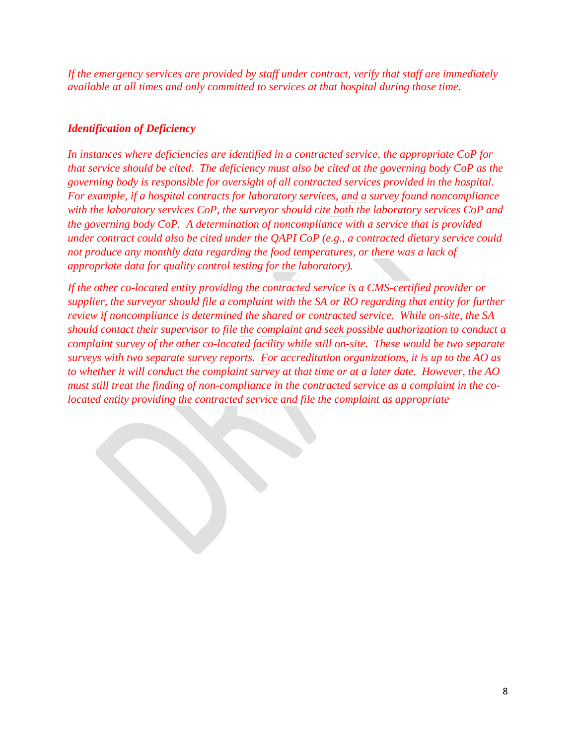*If the emergency services are provided by staff under contract, verify that staff are immediately available at all times and only committed to services at that hospital during those time.*

***Identification of Deficiency***

*In instances where deficiencies are identified in a contracted service, the appropriate CoP for that service should be cited. The deficiency must also be cited at the governing body CoP as the governing body is responsible for oversight of all contracted services provided in the hospital. For example, if a hospital contracts for laboratory services, and a survey found noncompliance with the laboratory services CoP, the surveyor should cite both the laboratory services CoP and the governing body CoP. A determination of noncompliance with a service that is provided under contract could also be cited under the QAPI CoP (e.g., a contracted dietary service could not produce any monthly data regarding the food temperatures, or there was a lack of appropriate data for quality control testing for the laboratory).*

*If the other co-located entity providing the contracted service is a CMS-certified provider or supplier, the surveyor should file a complaint with the SA or RO regarding that entity for further review if noncompliance is determined the shared or contracted service. While on-site, the SA should contact their supervisor to file the complaint and seek possible authorization to conduct a complaint survey of the other co-located facility while still on-site. These would be two separate surveys with two separate survey reports. For accreditation organizations, it is up to the AO as to whether it will conduct the complaint survey at that time or at a later date. However, the AO must still treat the finding of non-compliance in the contracted service as a complaint in the co-located entity providing the contracted service and file the complaint as appropriate*